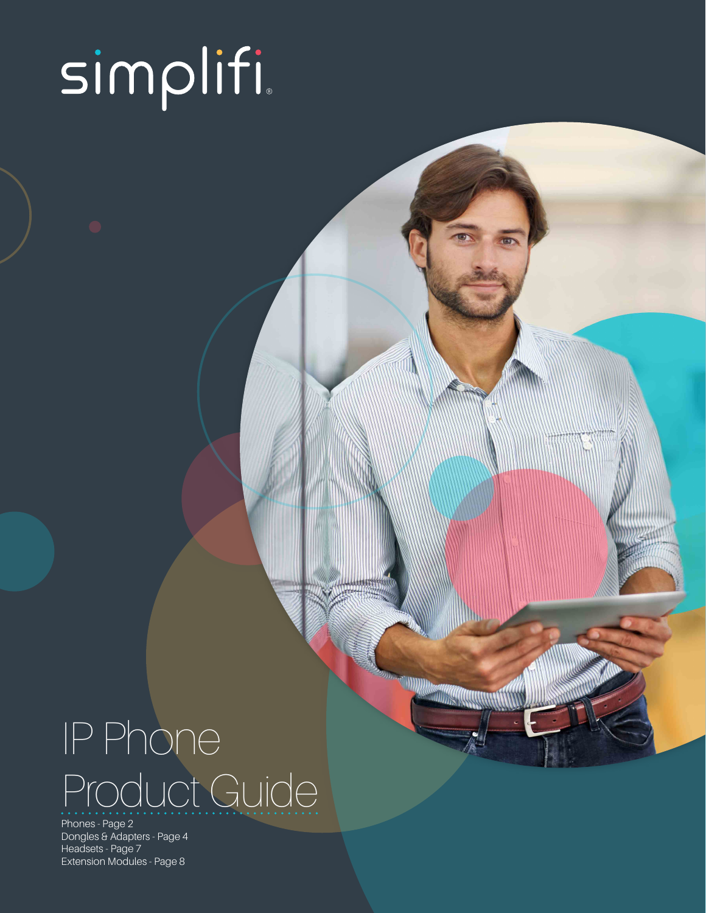simplifi®

# IP Phone Product Guide

Phones - Page 2
Dongles & Adapters - Page 4
Headsets - Page 7
Extension Modules - Page 8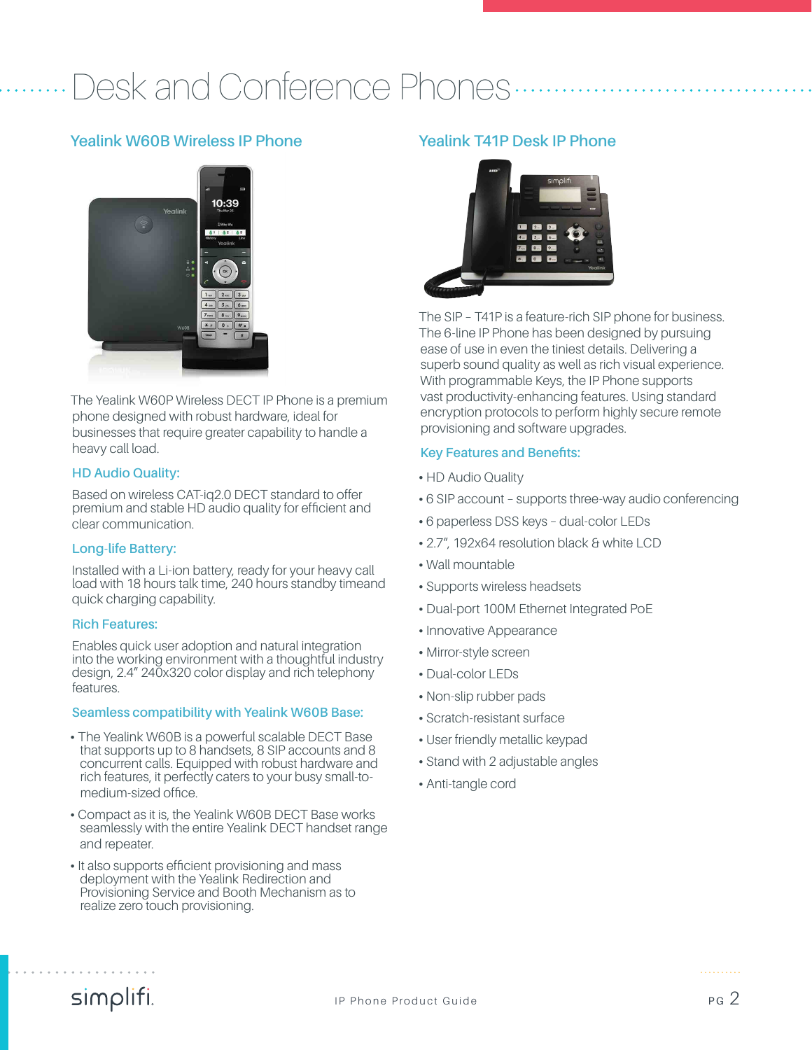# Desk and Conference Phones

## Yealink W60B Wireless IP Phone

The Yealink W60P Wireless DECT IP Phone is a premium phone designed with robust hardware, ideal for businesses that require greater capability to handle a heavy call load.

### HD Audio Quality:

Based on wireless CAT-iq2.0 DECT standard to offer premium and stable HD audio quality for efficient and clear communication.

### Long-life Battery:

Installed with a Li-ion battery, ready for your heavy call load with 18 hours talk time, 240 hours standby timeand quick charging capability.

### Rich Features:

Enables quick user adoption and natural integration into the working environment with a thoughtful industry design, 2.4" 240x320 color display and rich telephony features.

### Seamless compatibility with Yealink W60B Base:

- The Yealink W60B is a powerful scalable DECT Base that supports up to 8 handsets, 8 SIP accounts and 8 concurrent calls. Equipped with robust hardware and rich features, it perfectly caters to your busy small-to-medium-sized office.
- Compact as it is, the Yealink W60B DECT Base works seamlessly with the entire Yealink DECT handset range and repeater.
- It also supports efficient provisioning and mass deployment with the Yealink Redirection and Provisioning Service and Booth Mechanism as to realize zero touch provisioning.

## Yealink T41P Desk IP Phone

The SIP – T41P is a feature-rich SIP phone for business. The 6-line IP Phone has been designed by pursuing ease of use in even the tiniest details. Delivering a superb sound quality as well as rich visual experience. With programmable Keys, the IP Phone supports vast productivity-enhancing features. Using standard encryption protocols to perform highly secure remote provisioning and software upgrades.

### Key Features and Benefits:

- HD Audio Quality
- 6 SIP account – supports three-way audio conferencing
- 6 paperless DSS keys – dual-color LEDs
- 2.7", 192x64 resolution black & white LCD
- Wall mountable
- Supports wireless headsets
- Dual-port 100M Ethernet Integrated PoE
- Innovative Appearance
- Mirror-style screen
- Dual-color LEDs
- Non-slip rubber pads
- Scratch-resistant surface
- User friendly metallic keypad
- Stand with 2 adjustable angles
- Anti-tangle cord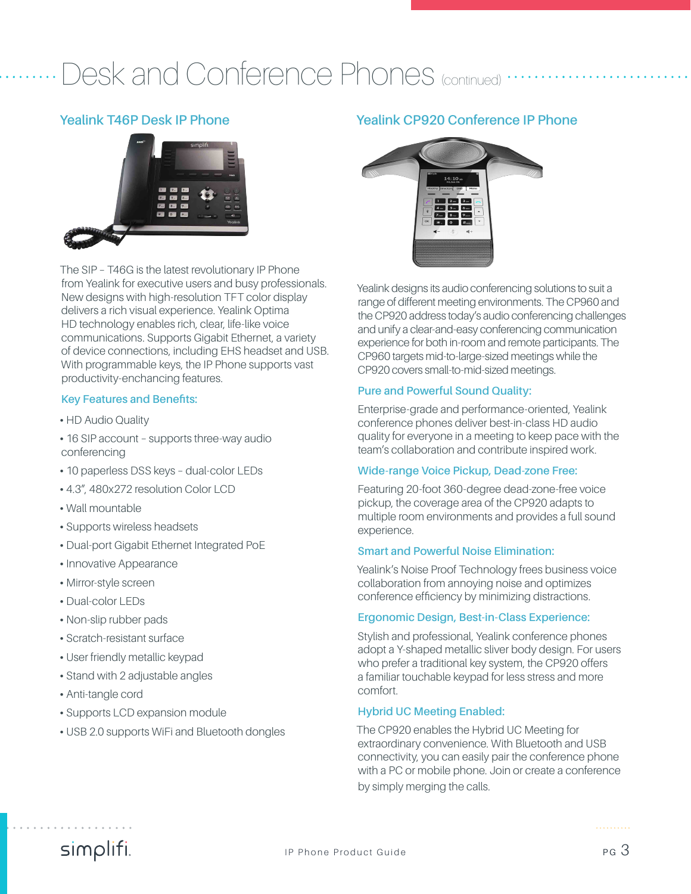# Desk and Conference Phones (continued)

## Yealink T46P Desk IP Phone

The SIP – T46G is the latest revolutionary IP Phone from Yealink for executive users and busy professionals. New designs with high-resolution TFT color display delivers a rich visual experience. Yealink Optima HD technology enables rich, clear, life-like voice communications. Supports Gigabit Ethernet, a variety of device connections, including EHS headset and USB. With programmable keys, the IP Phone supports vast productivity-enchancing features.

### Key Features and Benefits:

- HD Audio Quality
- 16 SIP account – supports three-way audio conferencing
- 10 paperless DSS keys – dual-color LEDs
- 4.3", 480x272 resolution Color LCD
- Wall mountable
- Supports wireless headsets
- Dual-port Gigabit Ethernet Integrated PoE
- Innovative Appearance
- Mirror-style screen
- Dual-color LEDs
- Non-slip rubber pads
- Scratch-resistant surface
- User friendly metallic keypad
- Stand with 2 adjustable angles
- Anti-tangle cord
- Supports LCD expansion module
- USB 2.0 supports WiFi and Bluetooth dongles

## Yealink CP920 Conference IP Phone

Yealink designs its audio conferencing solutions to suit a range of different meeting environments. The CP960 and the CP920 address today's audio conferencing challenges and unify a clear-and-easy conferencing communication experience for both in-room and remote participants. The CP960 targets mid-to-large-sized meetings while the CP920 covers small-to-mid-sized meetings.

### Pure and Powerful Sound Quality:

Enterprise-grade and performance-oriented, Yealink conference phones deliver best-in-class HD audio quality for everyone in a meeting to keep pace with the team's collaboration and contribute inspired work.

### Wide-range Voice Pickup, Dead-zone Free:

Featuring 20-foot 360-degree dead-zone-free voice pickup, the coverage area of the CP920 adapts to multiple room environments and provides a full sound experience.

### Smart and Powerful Noise Elimination:

Yealink's Noise Proof Technology frees business voice collaboration from annoying noise and optimizes conference efficiency by minimizing distractions.

### Ergonomic Design, Best-in-Class Experience:

Stylish and professional, Yealink conference phones adopt a Y-shaped metallic sliver body design. For users who prefer a traditional key system, the CP920 offers a familiar touchable keypad for less stress and more comfort.

### Hybrid UC Meeting Enabled:

The CP920 enables the Hybrid UC Meeting for extraordinary convenience. With Bluetooth and USB connectivity, you can easily pair the conference phone with a PC or mobile phone. Join or create a conference by simply merging the calls.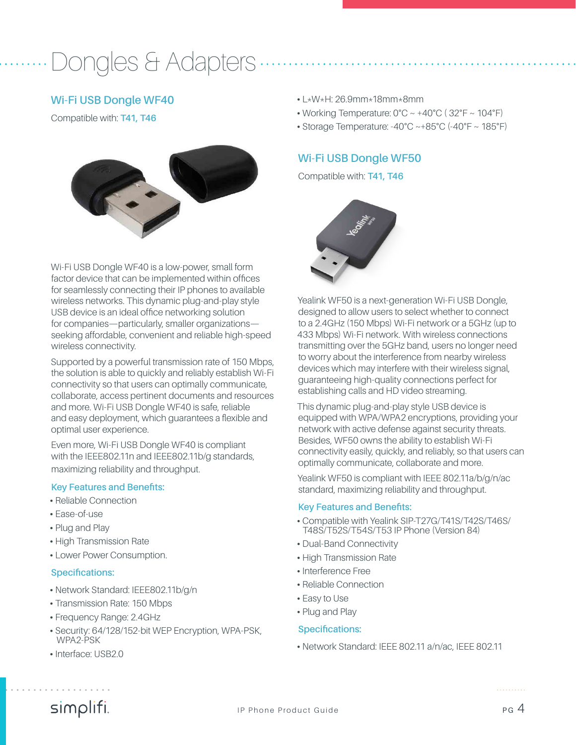# Dongles & Adapters

## Wi-Fi USB Dongle WF40

Compatible with: **T41, T46**

Wi-Fi USB Dongle WF40 is a low-power, small form factor device that can be implemented within offices for seamlessly connecting their IP phones to available wireless networks. This dynamic plug-and-play style USB device is an ideal office networking solution for companies—particularly, smaller organizations—seeking affordable, convenient and reliable high-speed wireless connectivity.

Supported by a powerful transmission rate of 150 Mbps, the solution is able to quickly and reliably establish Wi-Fi connectivity so that users can optimally communicate, collaborate, access pertinent documents and resources and more. Wi-Fi USB Dongle WF40 is safe, reliable and easy deployment, which guarantees a flexible and optimal user experience.

Even more, Wi-Fi USB Dongle WF40 is compliant with the IEEE802.11n and IEEE802.11b/g standards, maximizing reliability and throughput.

### Key Features and Benefits:

- Reliable Connection
- Ease-of-use
- Plug and Play
- High Transmission Rate
- Lower Power Consumption.

### Specifications:

- Network Standard: IEEE802.11b/g/n
- Transmission Rate: 150 Mbps
- Frequency Range: 2.4GHz
- Security: 64/128/152-bit WEP Encryption, WPA-PSK, WPA2-PSK
- Interface: USB2.0
- L*W*H: 26.9mm*18mm*8mm
- Working Temperature: 0°C ~ +40°C ( 32°F ~ 104°F)
- Storage Temperature: -40°C ~+85°C (-40°F ~ 185°F)

## Wi-Fi USB Dongle WF50

Compatible with: **T41, T46**

Yealink WF50 is a next-generation Wi-Fi USB Dongle, designed to allow users to select whether to connect to a 2.4GHz (150 Mbps) Wi-Fi network or a 5GHz (up to 433 Mbps) Wi-Fi network. With wireless connections transmitting over the 5GHz band, users no longer need to worry about the interference from nearby wireless devices which may interfere with their wireless signal, guaranteeing high-quality connections perfect for establishing calls and HD video streaming.

This dynamic plug-and-play style USB device is equipped with WPA/WPA2 encryptions, providing your network with active defense against security threats. Besides, WF50 owns the ability to establish Wi-Fi connectivity easily, quickly, and reliably, so that users can optimally communicate, collaborate and more.

Yealink WF50 is compliant with IEEE 802.11a/b/g/n/ac standard, maximizing reliability and throughput.

### Key Features and Benefits:

- Compatible with Yealink SIP-T27G/T41S/T42S/T46S/T48S/T52S/T54S/T53 IP Phone (Version 84)
- Dual-Band Connectivity
- High Transmission Rate
- Interference Free
- Reliable Connection
- Easy to Use
- Plug and Play

### Specifications:

- Network Standard: IEEE 802.11 a/n/ac, IEEE 802.11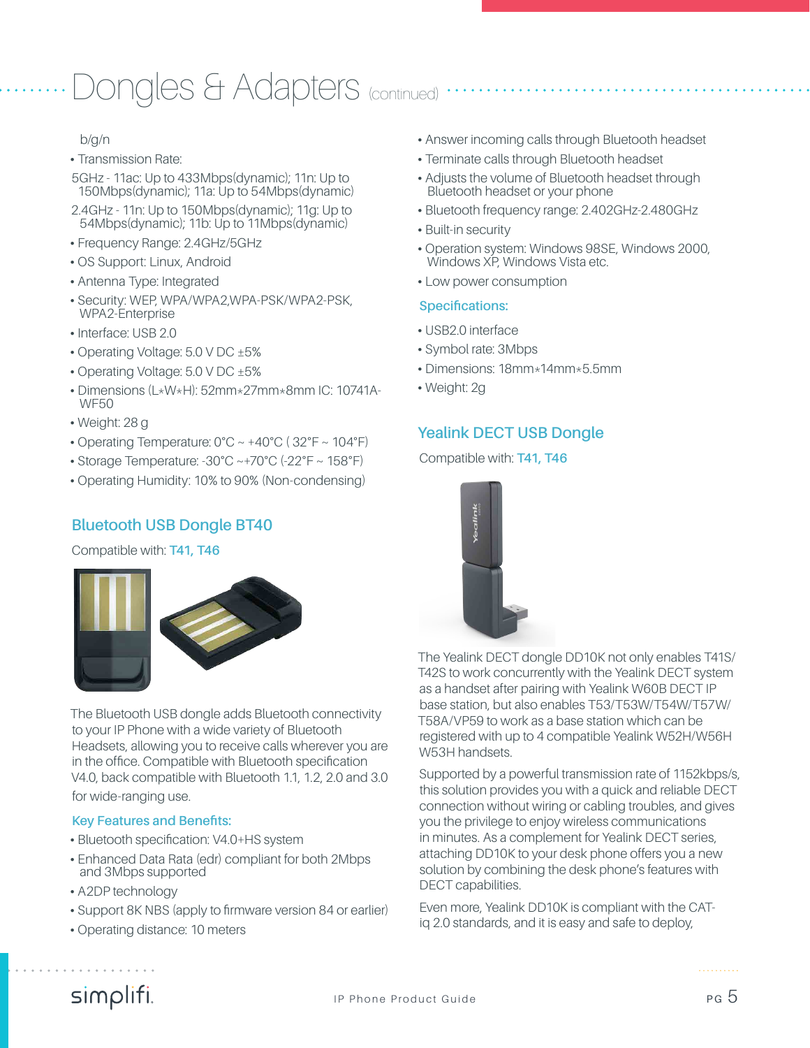# Dongles & Adapters (continued)

b/g/n

- Transmission Rate:

5GHz - 11ac: Up to 433Mbps(dynamic); 11n: Up to 150Mbps(dynamic); 11a: Up to 54Mbps(dynamic)

2.4GHz - 11n: Up to 150Mbps(dynamic); 11g: Up to 54Mbps(dynamic); 11b: Up to 11Mbps(dynamic)

- Frequency Range: 2.4GHz/5GHz
- OS Support: Linux, Android
- Antenna Type: Integrated
- Security: WEP, WPA/WPA2,WPA-PSK/WPA2-PSK, WPA2-Enterprise
- Interface: USB 2.0
- Operating Voltage: 5.0 V DC ±5%
- Operating Voltage: 5.0 V DC ±5%
- Dimensions (L*W*H): 52mm*27mm*8mm IC: 10741A-WF50
- Weight: 28 g
- Operating Temperature: 0°C ~ +40°C ( 32°F ~ 104°F)
- Storage Temperature: -30°C ~+70°C (-22°F ~ 158°F)
- Operating Humidity: 10% to 90% (Non-condensing)

## Bluetooth USB Dongle BT40

Compatible with: **T41, T46**

The Bluetooth USB dongle adds Bluetooth connectivity to your IP Phone with a wide variety of Bluetooth Headsets, allowing you to receive calls wherever you are in the office. Compatible with Bluetooth specification V4.0, back compatible with Bluetooth 1.1, 1.2, 2.0 and 3.0 for wide-ranging use.

### Key Features and Benefits:

- Bluetooth specification: V4.0+HS system
- Enhanced Data Rata (edr) compliant for both 2Mbps and 3Mbps supported
- A2DP technology
- Support 8K NBS (apply to firmware version 84 or earlier)
- Operating distance: 10 meters
- Answer incoming calls through Bluetooth headset
- Terminate calls through Bluetooth headset
- Adjusts the volume of Bluetooth headset through Bluetooth headset or your phone
- Bluetooth frequency range: 2.402GHz-2.480GHz
- Built-in security
- Operation system: Windows 98SE, Windows 2000, Windows XP, Windows Vista etc.
- Low power consumption

### Specifications:

- USB2.0 interface
- Symbol rate: 3Mbps
- Dimensions: 18mm*14mm*5.5mm
- Weight: 2g

## Yealink DECT USB Dongle

Compatible with: **T41, T46**

The Yealink DECT dongle DD10K not only enables T41S/T42S to work concurrently with the Yealink DECT system as a handset after pairing with Yealink W60B DECT IP base station, but also enables T53/T53W/T54W/T57W/T58A/VP59 to work as a base station which can be registered with up to 4 compatible Yealink W52H/W56H W53H handsets.

Supported by a powerful transmission rate of 1152kbps/s, this solution provides you with a quick and reliable DECT connection without wiring or cabling troubles, and gives you the privilege to enjoy wireless communications in minutes. As a complement for Yealink DECT series, attaching DD10K to your desk phone offers you a new solution by combining the desk phone's features with DECT capabilities.

Even more, Yealink DD10K is compliant with the CAT-iq 2.0 standards, and it is easy and safe to deploy,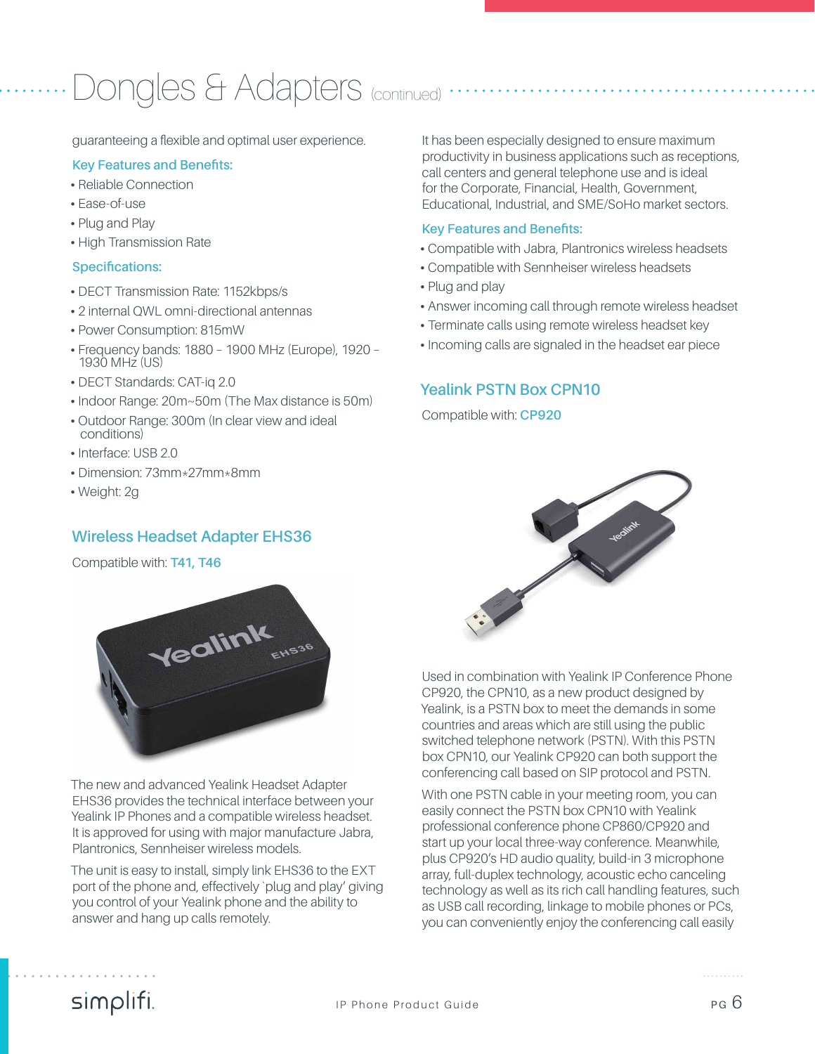# Dongles & Adapters (continued)

guaranteeing a flexible and optimal user experience.

### Key Features and Benefits:

- Reliable Connection
- Ease-of-use
- Plug and Play
- High Transmission Rate

### Specifications:

- DECT Transmission Rate: 1152kbps/s
- 2 internal QWL omni-directional antennas
- Power Consumption: 815mW
- Frequency bands: 1880 – 1900 MHz (Europe), 1920 – 1930 MHz (US)
- DECT Standards: CAT-iq 2.0
- Indoor Range: 20m~50m (The Max distance is 50m)
- Outdoor Range: 300m (In clear view and ideal conditions)
- Interface: USB 2.0
- Dimension: 73mm*27mm*8mm
- Weight: 2g

## Wireless Headset Adapter EHS36

Compatible with: **T41, T46**

The new and advanced Yealink Headset Adapter EHS36 provides the technical interface between your Yealink IP Phones and a compatible wireless headset. It is approved for using with major manufacture Jabra, Plantronics, Sennheiser wireless models.

The unit is easy to install, simply link EHS36 to the EXT port of the phone and, effectively `plug and play' giving you control of your Yealink phone and the ability to answer and hang up calls remotely.

It has been especially designed to ensure maximum productivity in business applications such as receptions, call centers and general telephone use and is ideal for the Corporate, Financial, Health, Government, Educational, Industrial, and SME/SoHo market sectors.

### Key Features and Benefits:

- Compatible with Jabra, Plantronics wireless headsets
- Compatible with Sennheiser wireless headsets
- Plug and play
- Answer incoming call through remote wireless headset
- Terminate calls using remote wireless headset key
- Incoming calls are signaled in the headset ear piece

## Yealink PSTN Box CPN10

Compatible with: **CP920**

Used in combination with Yealink IP Conference Phone CP920, the CPN10, as a new product designed by Yealink, is a PSTN box to meet the demands in some countries and areas which are still using the public switched telephone network (PSTN). With this PSTN box CPN10, our Yealink CP920 can both support the conferencing call based on SIP protocol and PSTN.

With one PSTN cable in your meeting room, you can easily connect the PSTN box CPN10 with Yealink professional conference phone CP860/CP920 and start up your local three-way conference. Meanwhile, plus CP920's HD audio quality, build-in 3 microphone array, full-duplex technology, acoustic echo canceling technology as well as its rich call handling features, such as USB call recording, linkage to mobile phones or PCs, you can conveniently enjoy the conferencing call easily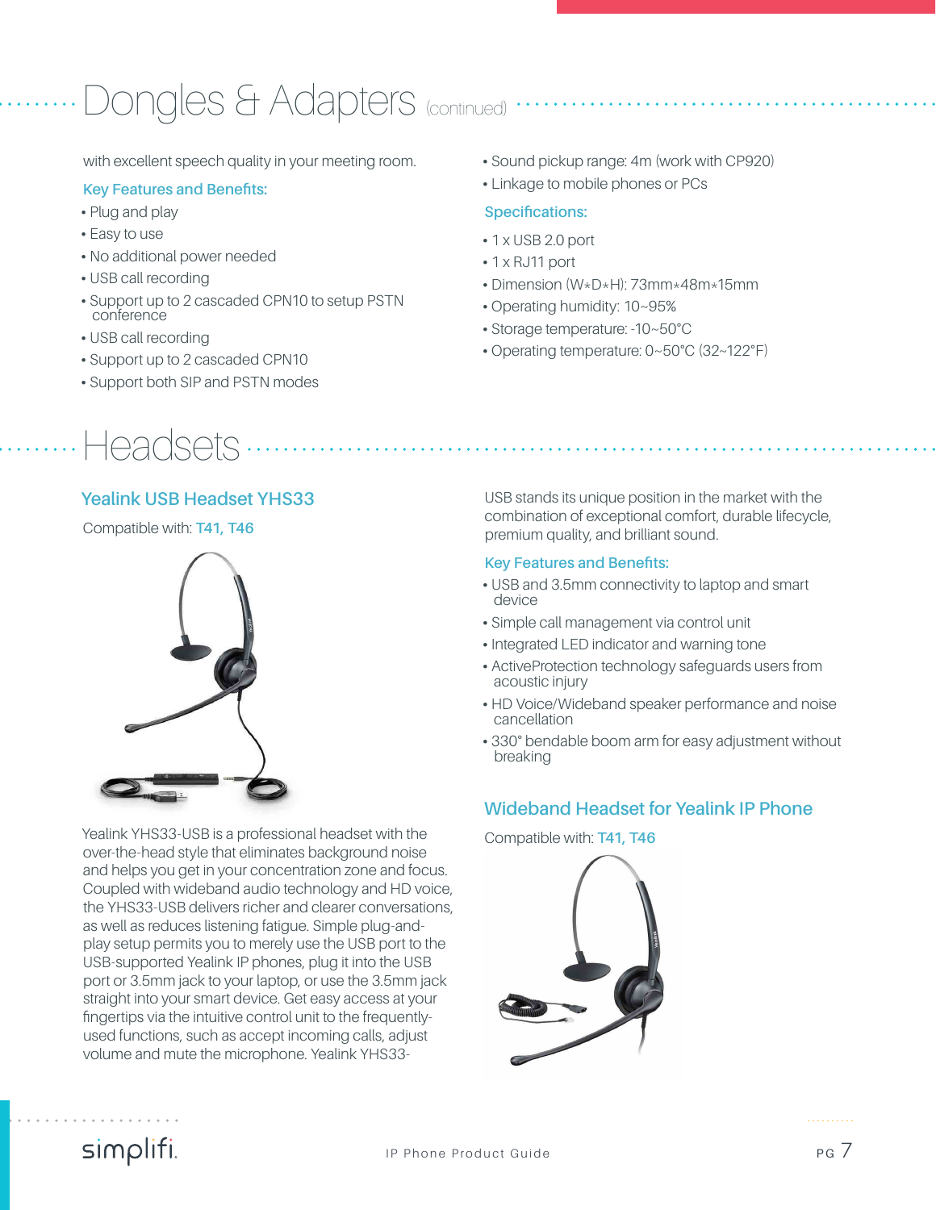# Dongles & Adapters (continued)

with excellent speech quality in your meeting room.

### Key Features and Benefits:

- Plug and play
- Easy to use
- No additional power needed
- USB call recording
- Support up to 2 cascaded CPN10 to setup PSTN conference
- USB call recording
- Support up to 2 cascaded CPN10
- Support both SIP and PSTN modes
- Sound pickup range: 4m (work with CP920)
- Linkage to mobile phones or PCs

### Specifications:

- 1 x USB 2.0 port
- 1 x RJ11 port
- Dimension (W*D*H): 73mm*48m*15mm
- Operating humidity: 10~95%
- Storage temperature: -10~50°C
- Operating temperature: 0~50°C (32~122°F)

# Headsets

## Yealink USB Headset YHS33

Compatible with: **T41, T46**

Yealink YHS33-USB is a professional headset with the over-the-head style that eliminates background noise and helps you get in your concentration zone and focus. Coupled with wideband audio technology and HD voice, the YHS33-USB delivers richer and clearer conversations, as well as reduces listening fatigue. Simple plug-and-play setup permits you to merely use the USB port to the USB-supported Yealink IP phones, plug it into the USB port or 3.5mm jack to your laptop, or use the 3.5mm jack straight into your smart device. Get easy access at your fingertips via the intuitive control unit to the frequently-used functions, such as accept incoming calls, adjust volume and mute the microphone. Yealink YHS33-USB stands its unique position in the market with the combination of exceptional comfort, durable lifecycle, premium quality, and brilliant sound.

### Key Features and Benefits:

- USB and 3.5mm connectivity to laptop and smart device
- Simple call management via control unit
- Integrated LED indicator and warning tone
- ActiveProtection technology safeguards users from acoustic injury
- HD Voice/Wideband speaker performance and noise cancellation
- 330° bendable boom arm for easy adjustment without breaking

## Wideband Headset for Yealink IP Phone

Compatible with: **T41, T46**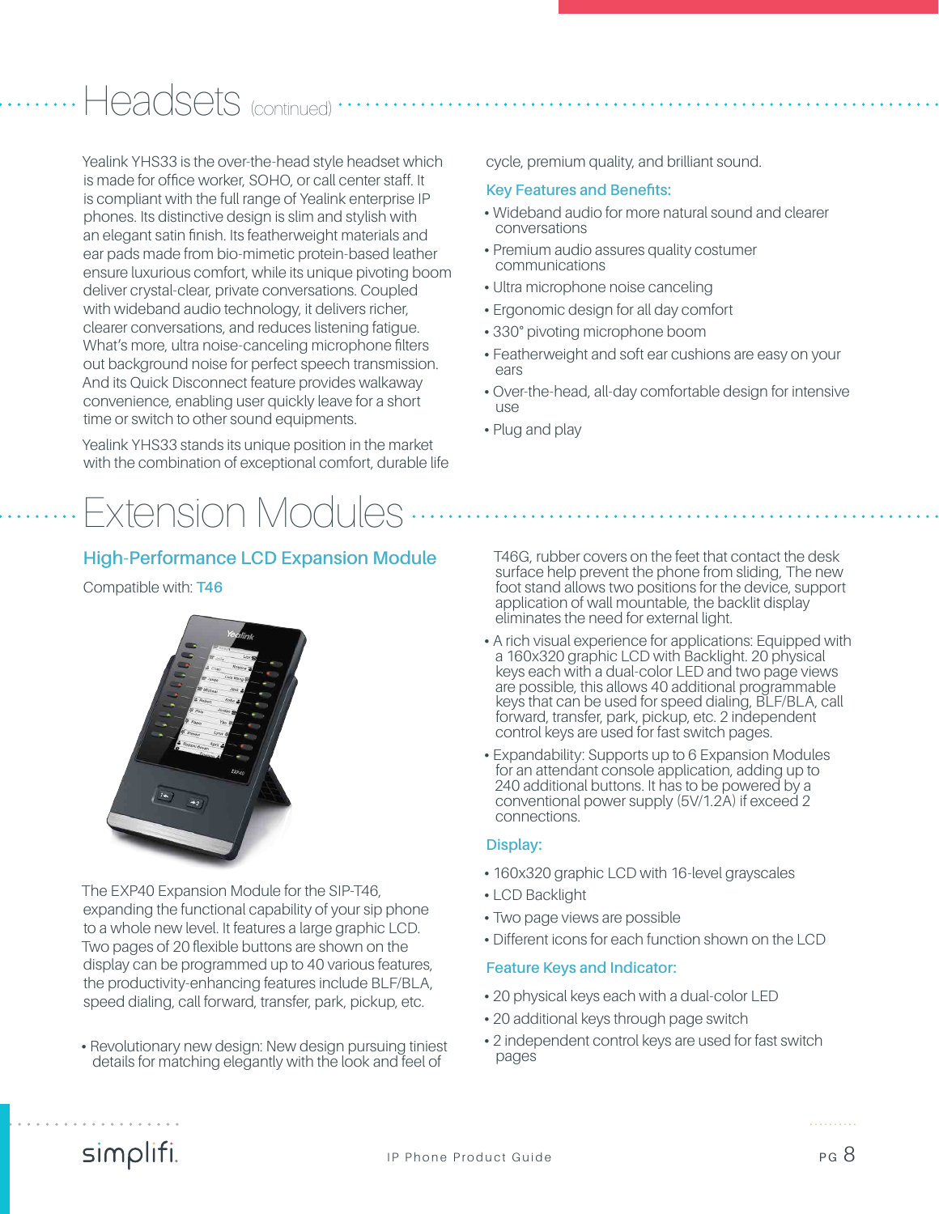# Headsets (continued)

Yealink YHS33 is the over-the-head style headset which is made for office worker, SOHO, or call center staff. It is compliant with the full range of Yealink enterprise IP phones. Its distinctive design is slim and stylish with an elegant satin finish. Its featherweight materials and ear pads made from bio-mimetic protein-based leather ensure luxurious comfort, while its unique pivoting boom deliver crystal-clear, private conversations. Coupled with wideband audio technology, it delivers richer, clearer conversations, and reduces listening fatigue. What's more, ultra noise-canceling microphone filters out background noise for perfect speech transmission. And its Quick Disconnect feature provides walkaway convenience, enabling user quickly leave for a short time or switch to other sound equipments.

Yealink YHS33 stands its unique position in the market with the combination of exceptional comfort, durable life cycle, premium quality, and brilliant sound.

### Key Features and Benefits:

- Wideband audio for more natural sound and clearer conversations
- Premium audio assures quality costumer communications
- Ultra microphone noise canceling
- Ergonomic design for all day comfort
- 330° pivoting microphone boom
- Featherweight and soft ear cushions are easy on your ears
- Over-the-head, all-day comfortable design for intensive use
- Plug and play

# Extension Modules

## High-Performance LCD Expansion Module

Compatible with: T46

The EXP40 Expansion Module for the SIP-T46, expanding the functional capability of your sip phone to a whole new level. It features a large graphic LCD. Two pages of 20 flexible buttons are shown on the display can be programmed up to 40 various features, the productivity-enhancing features include BLF/BLA, speed dialing, call forward, transfer, park, pickup, etc.

- Revolutionary new design: New design pursuing tiniest details for matching elegantly with the look and feel of T46G, rubber covers on the feet that contact the desk surface help prevent the phone from sliding, The new foot stand allows two positions for the device, support application of wall mountable, the backlit display eliminates the need for external light.
- A rich visual experience for applications: Equipped with a 160x320 graphic LCD with Backlight. 20 physical keys each with a dual-color LED and two page views are possible, this allows 40 additional programmable keys that can be used for speed dialing, BLF/BLA, call forward, transfer, park, pickup, etc. 2 independent control keys are used for fast switch pages.
- Expandability: Supports up to 6 Expansion Modules for an attendant console application, adding up to 240 additional buttons. It has to be powered by a conventional power supply (5V/1.2A) if exceed 2 connections.

### Display:

- 160x320 graphic LCD with 16-level grayscales
- LCD Backlight
- Two page views are possible
- Different icons for each function shown on the LCD

### Feature Keys and Indicator:

- 20 physical keys each with a dual-color LED
- 20 additional keys through page switch
- 2 independent control keys are used for fast switch pages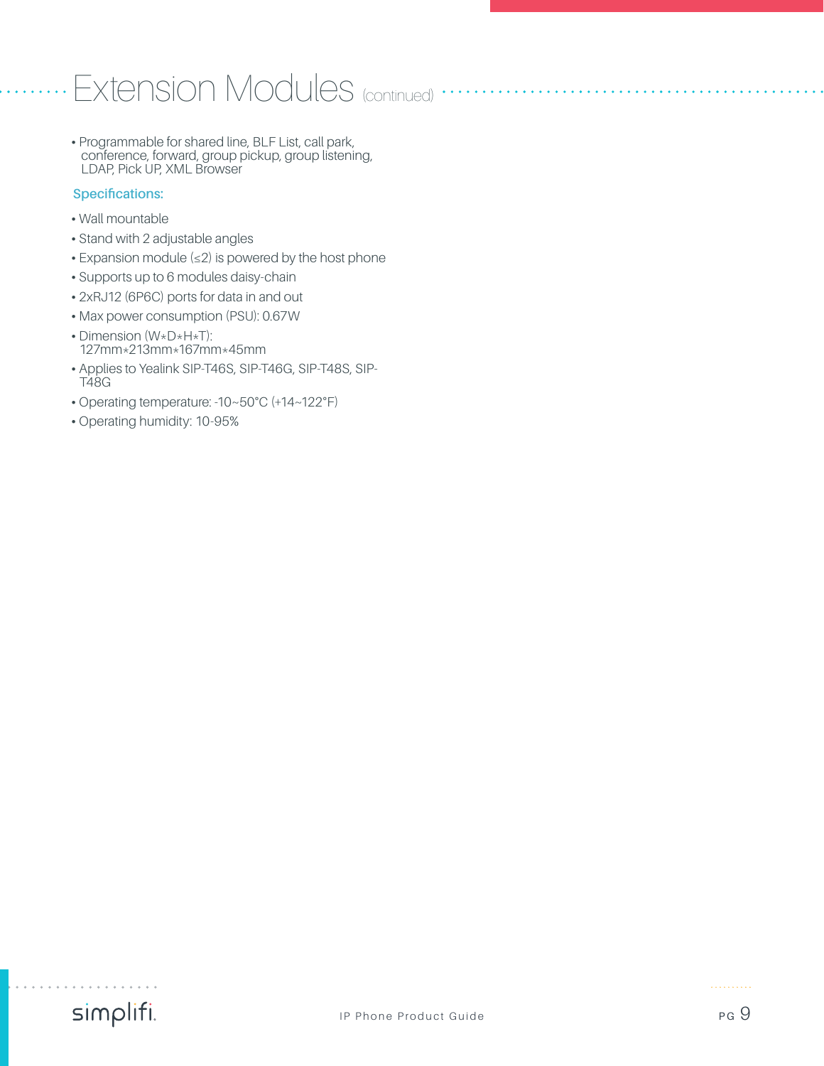# Extension Modules (continued)

- Programmable for shared line, BLF List, call park, conference, forward, group pickup, group listening, LDAP, Pick UP, XML Browser

### Specifications:

- Wall mountable
- Stand with 2 adjustable angles
- Expansion module (≤2) is powered by the host phone
- Supports up to 6 modules daisy-chain
- 2xRJ12 (6P6C) ports for data in and out
- Max power consumption (PSU): 0.67W
- Dimension (W*D*H*T): 127mm*213mm*167mm*45mm
- Applies to Yealink SIP-T46S, SIP-T46G, SIP-T48S, SIP-T48G
- Operating temperature: -10~50°C (+14~122°F)
- Operating humidity: 10-95%